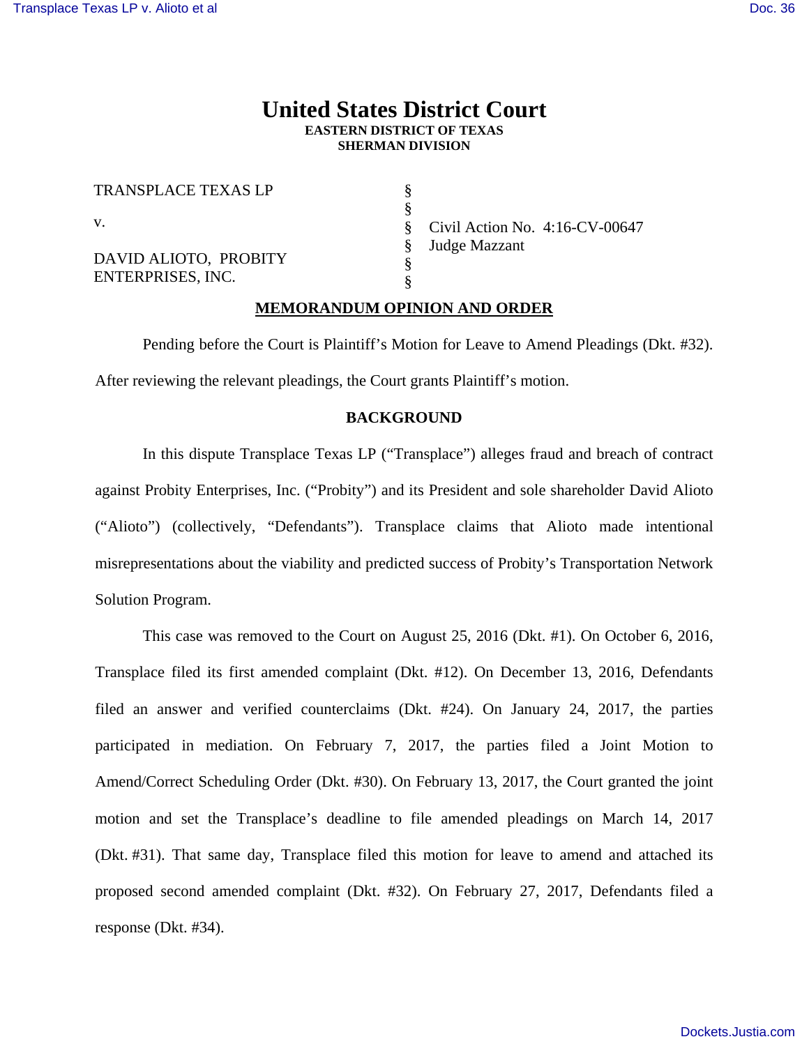# United States District Court
**EASTERN DISTRICT OF TEXAS**
**SHERMAN DIVISION**

| | | |
|---|---|---|
| TRANSPLACE TEXAS LP | § | |
| | § | |
| v. | § | Civil Action No. 4:16-CV-00647 |
| | § | Judge Mazzant |
| DAVID ALIOTO, PROBITY ENTERPRISES, INC. | § | |
| | § | |

**MEMORANDUM OPINION AND ORDER**

Pending before the Court is Plaintiff's Motion for Leave to Amend Pleadings (Dkt. #32). After reviewing the relevant pleadings, the Court grants Plaintiff's motion.

**BACKGROUND**

In this dispute Transplace Texas LP ("Transplace") alleges fraud and breach of contract against Probity Enterprises, Inc. ("Probity") and its President and sole shareholder David Alioto ("Alioto") (collectively, "Defendants"). Transplace claims that Alioto made intentional misrepresentations about the viability and predicted success of Probity's Transportation Network Solution Program.

This case was removed to the Court on August 25, 2016 (Dkt. #1). On October 6, 2016, Transplace filed its first amended complaint (Dkt. #12). On December 13, 2016, Defendants filed an answer and verified counterclaims (Dkt. #24). On January 24, 2017, the parties participated in mediation. On February 7, 2017, the parties filed a Joint Motion to Amend/Correct Scheduling Order (Dkt. #30). On February 13, 2017, the Court granted the joint motion and set the Transplace's deadline to file amended pleadings on March 14, 2017 (Dkt. #31). That same day, Transplace filed this motion for leave to amend and attached its proposed second amended complaint (Dkt. #32). On February 27, 2017, Defendants filed a response (Dkt. #34).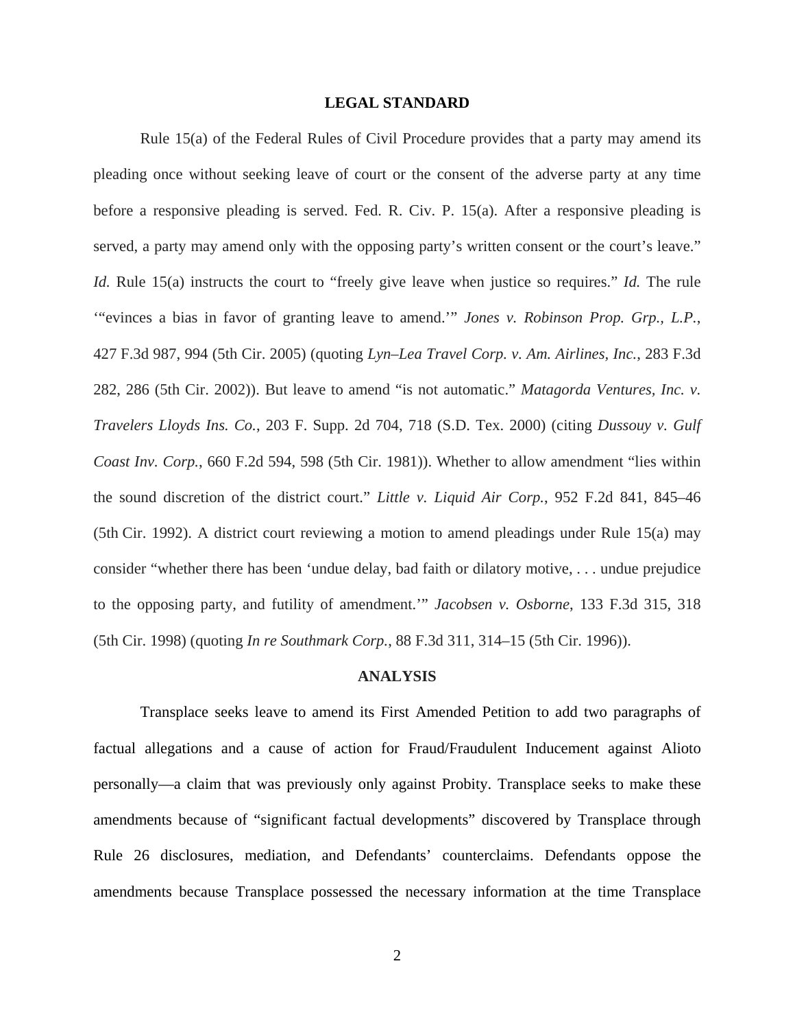## LEGAL STANDARD

Rule 15(a) of the Federal Rules of Civil Procedure provides that a party may amend its pleading once without seeking leave of court or the consent of the adverse party at any time before a responsive pleading is served. Fed. R. Civ. P. 15(a). After a responsive pleading is served, a party may amend only with the opposing party's written consent or the court's leave." *Id.* Rule 15(a) instructs the court to "freely give leave when justice so requires." *Id.* The rule '"evinces a bias in favor of granting leave to amend.'" *Jones v. Robinson Prop. Grp., L.P.*, 427 F.3d 987, 994 (5th Cir. 2005) (quoting *Lyn–Lea Travel Corp. v. Am. Airlines, Inc.*, 283 F.3d 282, 286 (5th Cir. 2002)). But leave to amend "is not automatic." *Matagorda Ventures, Inc. v. Travelers Lloyds Ins. Co.*, 203 F. Supp. 2d 704, 718 (S.D. Tex. 2000) (citing *Dussouy v. Gulf Coast Inv. Corp.*, 660 F.2d 594, 598 (5th Cir. 1981)). Whether to allow amendment "lies within the sound discretion of the district court." *Little v. Liquid Air Corp.*, 952 F.2d 841, 845–46 (5th Cir. 1992). A district court reviewing a motion to amend pleadings under Rule 15(a) may consider "whether there has been 'undue delay, bad faith or dilatory motive, . . . undue prejudice to the opposing party, and futility of amendment.'" *Jacobsen v. Osborne*, 133 F.3d 315, 318 (5th Cir. 1998) (quoting *In re Southmark Corp.*, 88 F.3d 311, 314–15 (5th Cir. 1996)).

## ANALYSIS

Transplace seeks leave to amend its First Amended Petition to add two paragraphs of factual allegations and a cause of action for Fraud/Fraudulent Inducement against Alioto personally—a claim that was previously only against Probity. Transplace seeks to make these amendments because of "significant factual developments" discovered by Transplace through Rule 26 disclosures, mediation, and Defendants' counterclaims. Defendants oppose the amendments because Transplace possessed the necessary information at the time Transplace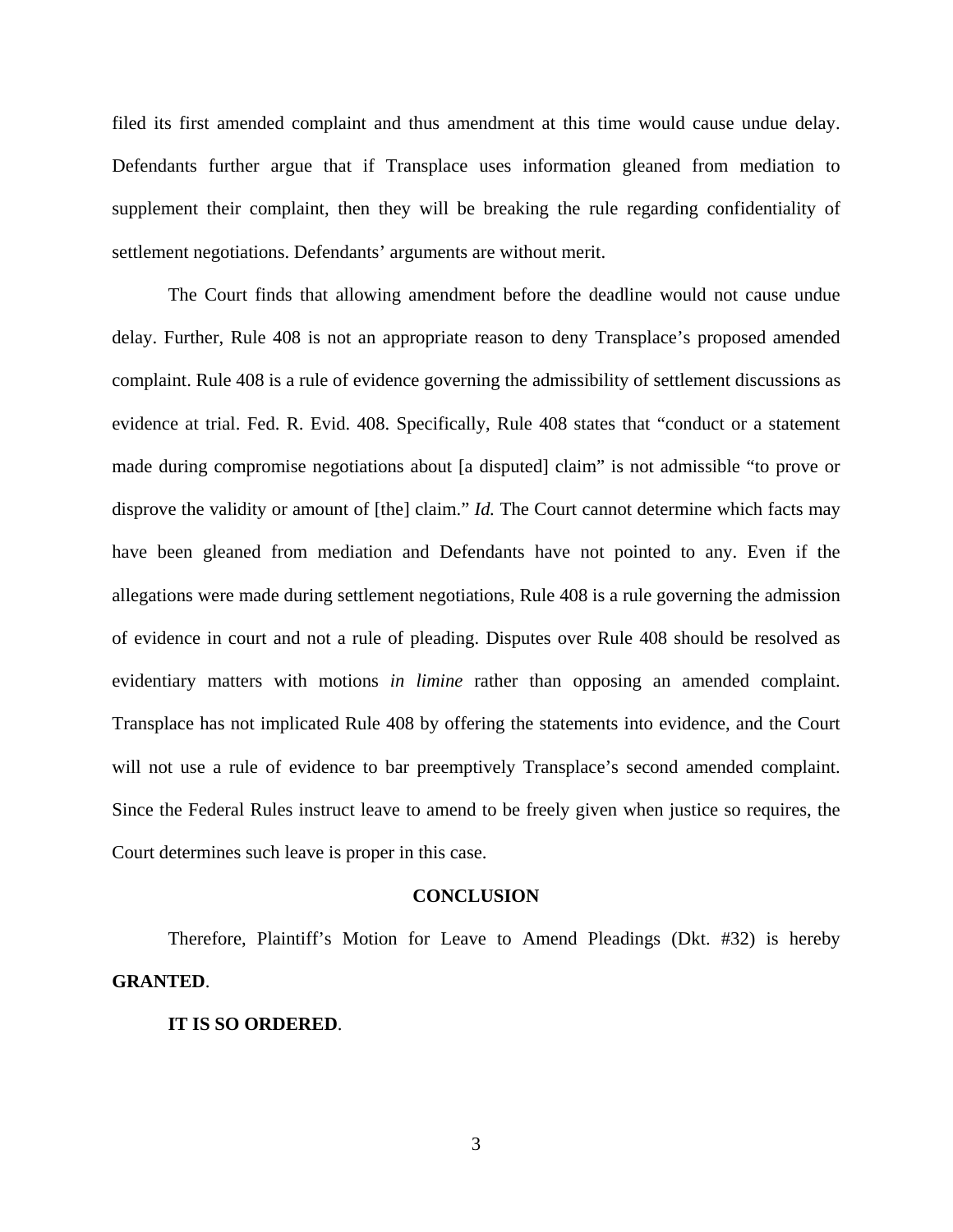filed its first amended complaint and thus amendment at this time would cause undue delay. Defendants further argue that if Transplace uses information gleaned from mediation to supplement their complaint, then they will be breaking the rule regarding confidentiality of settlement negotiations. Defendants' arguments are without merit.

The Court finds that allowing amendment before the deadline would not cause undue delay. Further, Rule 408 is not an appropriate reason to deny Transplace's proposed amended complaint. Rule 408 is a rule of evidence governing the admissibility of settlement discussions as evidence at trial. Fed. R. Evid. 408. Specifically, Rule 408 states that "conduct or a statement made during compromise negotiations about [a disputed] claim" is not admissible "to prove or disprove the validity or amount of [the] claim." *Id.* The Court cannot determine which facts may have been gleaned from mediation and Defendants have not pointed to any. Even if the allegations were made during settlement negotiations, Rule 408 is a rule governing the admission of evidence in court and not a rule of pleading. Disputes over Rule 408 should be resolved as evidentiary matters with motions *in limine* rather than opposing an amended complaint. Transplace has not implicated Rule 408 by offering the statements into evidence, and the Court will not use a rule of evidence to bar preemptively Transplace's second amended complaint. Since the Federal Rules instruct leave to amend to be freely given when justice so requires, the Court determines such leave is proper in this case.

## CONCLUSION

Therefore, Plaintiff's Motion for Leave to Amend Pleadings (Dkt. #32) is hereby **GRANTED**.

**IT IS SO ORDERED**.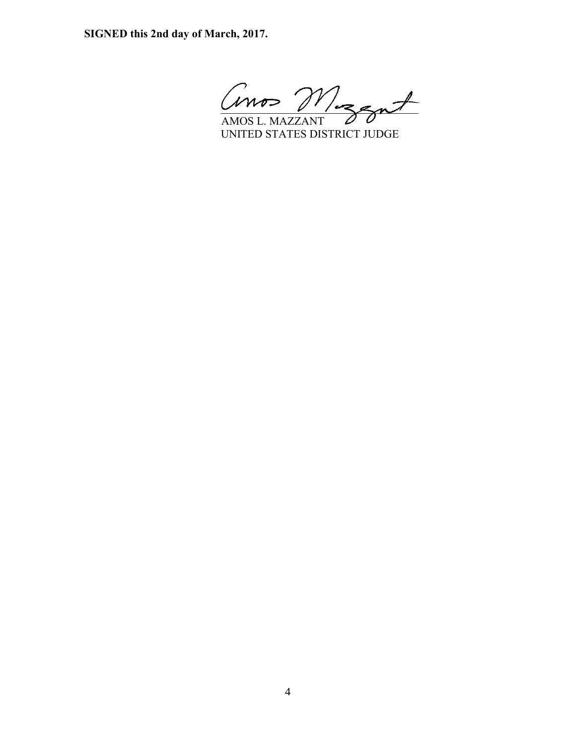**SIGNED this 2nd day of March, 2017.**

AMOS L. MAZZANT
UNITED STATES DISTRICT JUDGE